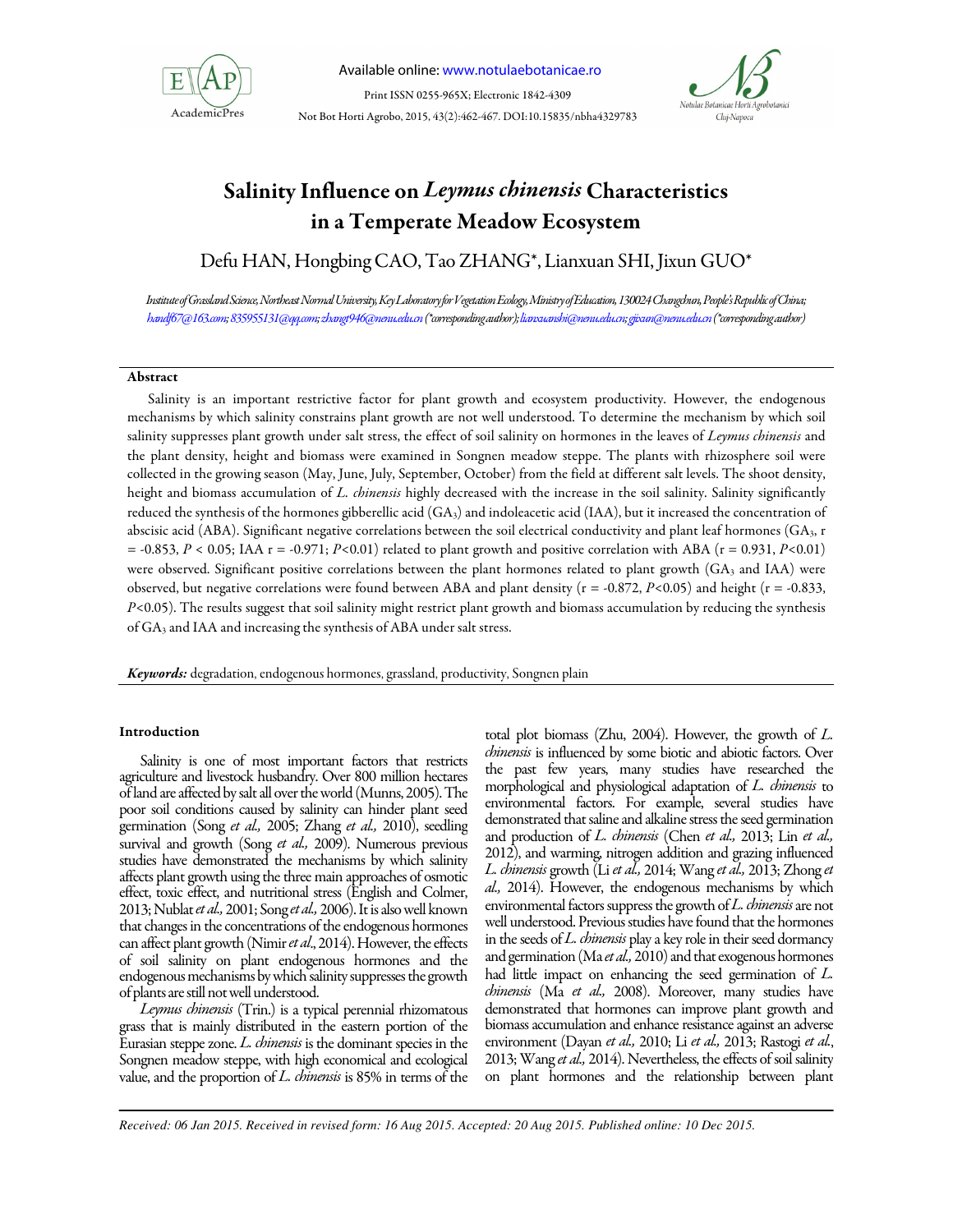# Salinity Influence on *Leymus chinensis* Characteristics in a Temperate Meadow Ecosystem

Defu HAN, Hongbing CAO, Tao ZHANG*, Lianxuan SHI, Jixun GUO*

*Institute of Grassland Science, Northeast Normal University, Key Laboratory for Vegetation Ecology, Ministry of Education, 130024 Changchun, People's Republic of China; handf67@163.com; 835955131@qq.com; zhangt946@nenu.edu.cn (\*corresponding author); lianxuanshi@nenu.edu.cn; gjixun@nenu.edu.cn (\*corresponding author)*

## Abstract

Salinity is an important restrictive factor for plant growth and ecosystem productivity. However, the endogenous mechanisms by which salinity constrains plant growth are not well understood. To determine the mechanism by which soil salinity suppresses plant growth under salt stress, the effect of soil salinity on hormones in the leaves of *Leymus chinensis* and the plant density, height and biomass were examined in Songnen meadow steppe. The plants with rhizosphere soil were collected in the growing season (May, June, July, September, October) from the field at different salt levels. The shoot density, height and biomass accumulation of *L. chinensis* highly decreased with the increase in the soil salinity. Salinity significantly reduced the synthesis of the hormones gibberellic acid ($GA_3$) and indoleacetic acid (IAA), but it increased the concentration of abscisic acid (ABA). Significant negative correlations between the soil electrical conductivity and plant leaf hormones ($GA_3$, $r = -0.853$, $P < 0.05$; IAA $r = -0.971$; $P<0.01$) related to plant growth and positive correlation with ABA ($r = 0.931$, $P<0.01$) were observed. Significant positive correlations between the plant hormones related to plant growth ($GA_3$ and IAA) were observed, but negative correlations were found between ABA and plant density ($r = -0.872$, $P<0.05$) and height ($r = -0.833$, $P<0.05$). The results suggest that soil salinity might restrict plant growth and biomass accumulation by reducing the synthesis of $GA_3$ and IAA and increasing the synthesis of ABA under salt stress.

***Keywords:*** degradation, endogenous hormones, grassland, productivity, Songnen plain

## Introduction

Salinity is one of most important factors that restricts agriculture and livestock husbandry. Over 800 million hectares of land are affected by salt all over the world (Munns, 2005). The poor soil conditions caused by salinity can hinder plant seed germination (Song *et al.,* 2005; Zhang *et al.,* 2010), seedling survival and growth (Song *et al.,* 2009). Numerous previous studies have demonstrated the mechanisms by which salinity affects plant growth using the three main approaches of osmotic effect, toxic effect, and nutritional stress (English and Colmer, 2013; Nublat *et al.,* 2001; Song *et al.,* 2006). It is also well known that changes in the concentrations of the endogenous hormones can affect plant growth (Nimir *et al*., 2014). However, the effects of soil salinity on plant endogenous hormones and the endogenous mechanisms by which salinity suppresses the growth of plants are still not well understood.

*Leymus chinensis* (Trin.) is a typical perennial rhizomatous grass that is mainly distributed in the eastern portion of the Eurasian steppe zone. *L. chinensis* is the dominant species in the Songnen meadow steppe, with high economical and ecological value, and the proportion of *L. chinensis* is 85% in terms of the total plot biomass (Zhu, 2004). However, the growth of *L. chinensis* is influenced by some biotic and abiotic factors. Over the past few years, many studies have researched the morphological and physiological adaptation of *L. chinensis* to environmental factors. For example, several studies have demonstrated that saline and alkaline stress the seed germination and production of *L. chinensis* (Chen *et al.,* 2013; Lin *et al.,* 2012), and warming, nitrogen addition and grazing influenced *L. chinensis* growth (Li *et al.,* 2014; Wang *et al.,* 2013; Zhong *et al.,* 2014). However, the endogenous mechanisms by which environmental factors suppress the growth of *L. chinensis* are not well understood. Previous studies have found that the hormones in the seeds of *L. chinensis* play a key role in their seed dormancy and germination (Ma *et al.,* 2010) and that exogenous hormones had little impact on enhancing the seed germination of *L. chinensis* (Ma *et al.,* 2008). Moreover, many studies have demonstrated that hormones can improve plant growth and biomass accumulation and enhance resistance against an adverse environment (Dayan *et al.,* 2010; Li *et al.,* 2013; Rastogi *et al.*, 2013; Wang *et al.,* 2014). Nevertheless, the effects of soil salinity on plant hormones and the relationship between plant

*Received: 06 Jan 2015. Received in revised form: 16 Aug 2015. Accepted: 20 Aug 2015. Published online: 10 Dec 2015.*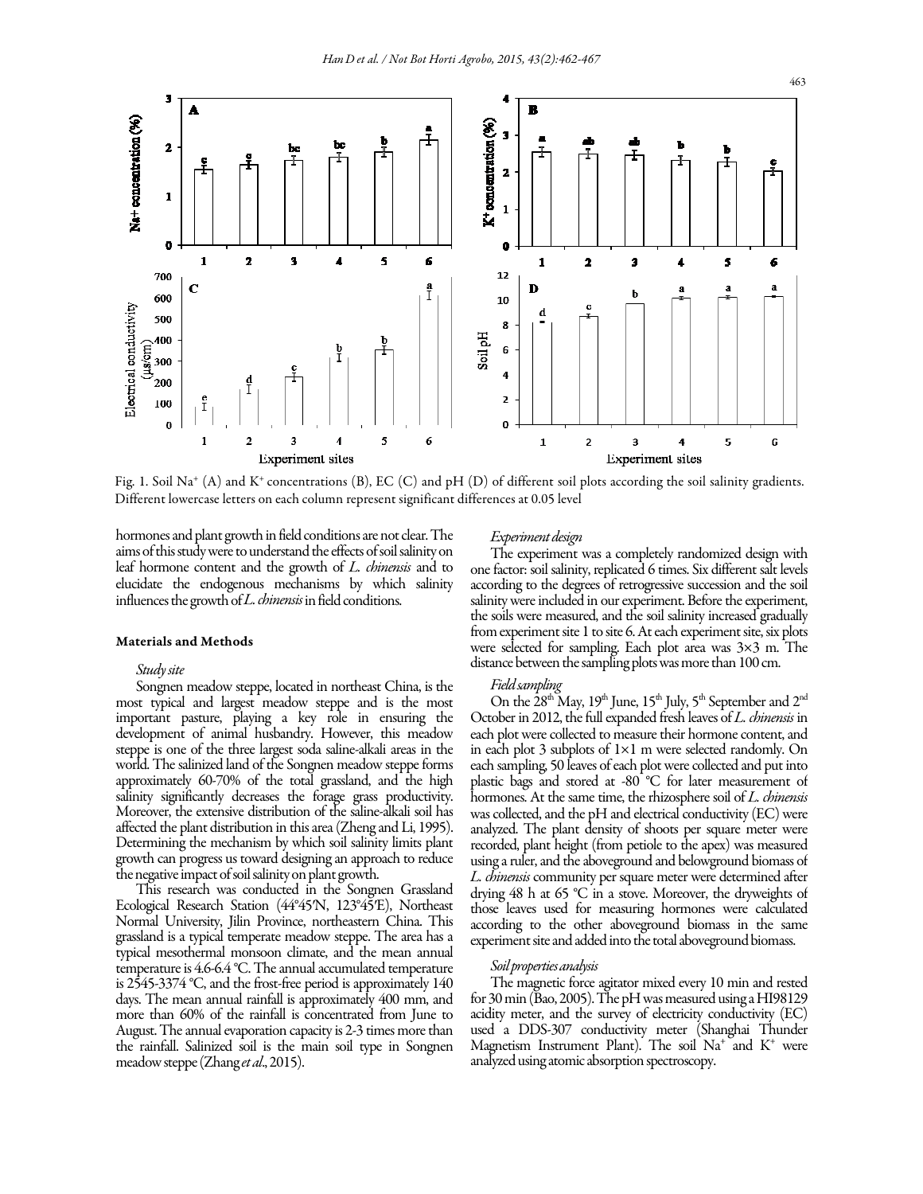Fig. 1. Soil $Na^+$ (A) and $K^+$ concentrations (B), EC (C) and pH (D) of different soil plots according the soil salinity gradients. Different lowercase letters on each column represent significant differences at 0.05 level

hormones and plant growth in field conditions are not clear. The aims of this study were to understand the effects of soil salinity on leaf hormone content and the growth of *L. chinensis* and to elucidate the endogenous mechanisms by which salinity influences the growth of *L. chinensis* in field conditions.

## Materials and Methods

### *Study site*

Songnen meadow steppe, located in northeast China, is the most typical and largest meadow steppe and is the most important pasture, playing a key role in ensuring the development of animal husbandry. However, this meadow steppe is one of the three largest soda saline-alkali areas in the world. The salinized land of the Songnen meadow steppe forms approximately 60-70% of the total grassland, and the high salinity significantly decreases the forage grass productivity. Moreover, the extensive distribution of the saline-alkali soil has affected the plant distribution in this area (Zheng and Li, 1995). Determining the mechanism by which soil salinity limits plant growth can progress us toward designing an approach to reduce the negative impact of soil salinity on plant growth.

This research was conducted in the Songnen Grassland Ecological Research Station (44°45′N, 123°45′E), Northeast Normal University, Jilin Province, northeastern China. This grassland is a typical temperate meadow steppe. The area has a typical mesothermal monsoon climate, and the mean annual temperature is 4.6-6.4 °C. The annual accumulated temperature is 2545-3374 °C, and the frost-free period is approximately 140 days. The mean annual rainfall is approximately 400 mm, and more than 60% of the rainfall is concentrated from June to August. The annual evaporation capacity is 2-3 times more than the rainfall. Salinized soil is the main soil type in Songnen meadow steppe (Zhang *et al.*, 2015).

### *Experiment design*

The experiment was a completely randomized design with one factor: soil salinity, replicated 6 times. Six different salt levels according to the degrees of retrogressive succession and the soil salinity were included in our experiment. Before the experiment, the soils were measured, and the soil salinity increased gradually from experiment site 1 to site 6. At each experiment site, six plots were selected for sampling. Each plot area was 3×3 m. The distance between the sampling plots was more than 100 cm.

### *Field sampling*

On the 28th May, 19th June, 15th July, 5th September and 2nd October in 2012, the full expanded fresh leaves of *L. chinensis* in each plot were collected to measure their hormone content, and in each plot 3 subplots of 1×1 m were selected randomly. On each sampling, 50 leaves of each plot were collected and put into plastic bags and stored at -80 °C for later measurement of hormones. At the same time, the rhizosphere soil of *L. chinensis* was collected, and the pH and electrical conductivity (EC) were analyzed. The plant density of shoots per square meter were recorded, plant height (from petiole to the apex) was measured using a ruler, and the aboveground and belowground biomass of *L. chinensis* community per square meter were determined after drying 48 h at 65 °C in a stove. Moreover, the dryweights of those leaves used for measuring hormones were calculated according to the other aboveground biomass in the same experiment site and added into the total aboveground biomass.

### *Soil properties analysis*

The magnetic force agitator mixed every 10 min and rested for 30 min (Bao, 2005). The pH was measured using a HI98129 acidity meter, and the survey of electricity conductivity (EC) used a DDS-307 conductivity meter (Shanghai Thunder Magnetism Instrument Plant). The soil $Na^+$ and $K^+$ were analyzed using atomic absorption spectroscopy.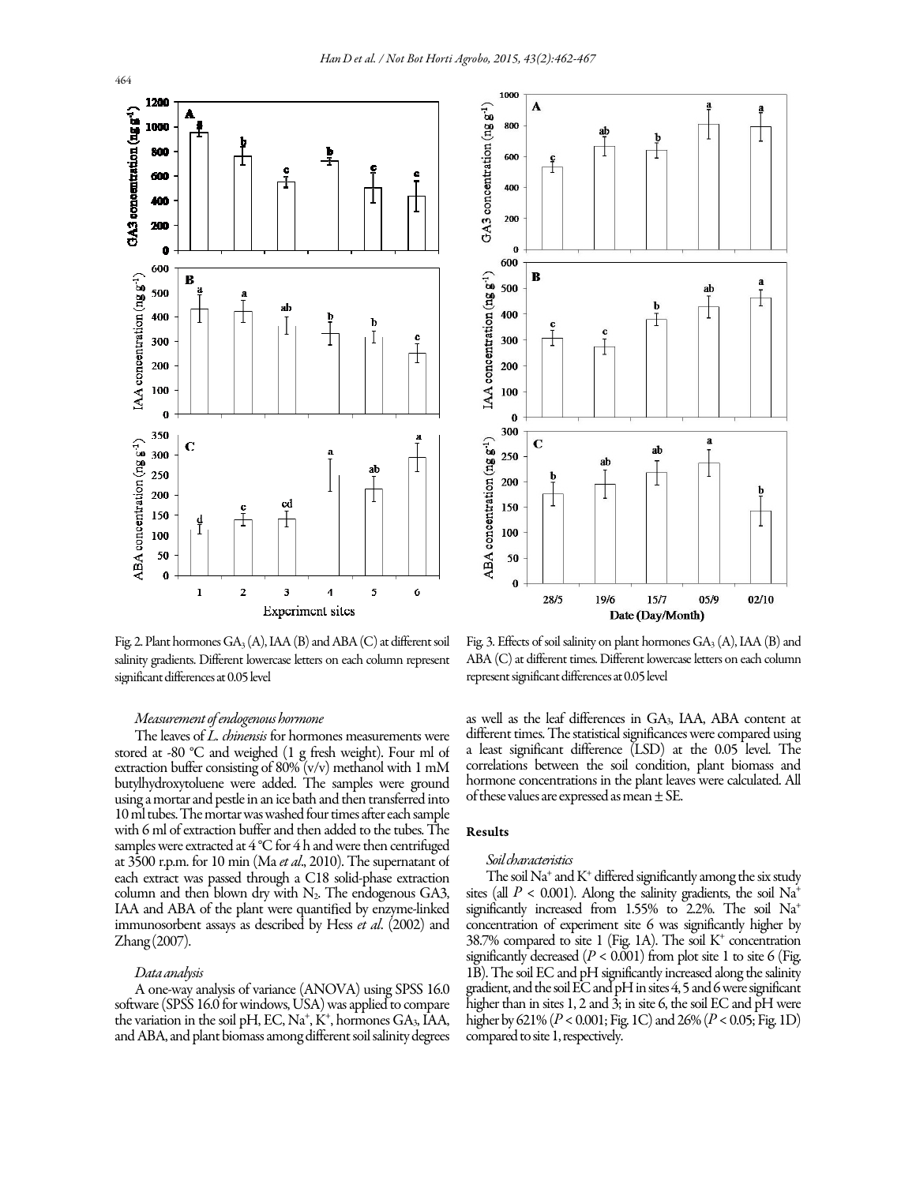Fig. 2. Plant hormones $GA_3$ (A), IAA (B) and ABA (C) at different soil salinity gradients. Different lowercase letters on each column represent significant differences at 0.05 level

Fig. 3. Effects of soil salinity on plant hormones $GA_3$ (A), IAA (B) and ABA (C) at different times. Different lowercase letters on each column represent significant differences at 0.05 level

### *Measurement of endogenous hormone*

The leaves of *L. chinensis* for hormones measurements were stored at -80 °C and weighed (1 g fresh weight). Four ml of extraction buffer consisting of 80% (v/v) methanol with 1 mM butylhydroxytoluene were added. The samples were ground using a mortar and pestle in an ice bath and then transferred into 10 ml tubes. The mortar was washed four times after each sample with 6 ml of extraction buffer and then added to the tubes. The samples were extracted at 4 °C for 4 h and were then centrifuged at 3500 r.p.m. for 10 min (Ma *et al*., 2010). The supernatant of each extract was passed through a C18 solid-phase extraction column and then blown dry with $N_2$. The endogenous GA3, IAA and ABA of the plant were quantified by enzyme-linked immunosorbent assays as described by Hess *et al*. (2002) and Zhang (2007).

### *Data analysis*

A one-way analysis of variance (ANOVA) using SPSS 16.0 software (SPSS 16.0 for windows, USA) was applied to compare the variation in the soil pH, EC, $Na^+$, $K^+$, hormones $GA_3$, IAA, and ABA, and plant biomass among different soil salinity degrees as well as the leaf differences in $GA_3$, IAA, ABA content at different times. The statistical significances were compared using a least significant difference (LSD) at the 0.05 level. The correlations between the soil condition, plant biomass and hormone concentrations in the plant leaves were calculated. All of these values are expressed as mean ± SE.

## Results

### *Soil characteristics*

The soil $Na^+$ and $K^+$ differed significantly among the six study sites (all $P < 0.001$). Along the salinity gradients, the soil $Na^+$ significantly increased from 1.55% to 2.2%. The soil $Na^+$ concentration of experiment site 6 was significantly higher by 38.7% compared to site 1 (Fig. 1A). The soil $K^+$ concentration significantly decreased ($P < 0.001$) from plot site 1 to site 6 (Fig. 1B). The soil EC and pH significantly increased along the salinity gradient, and the soil EC and pH in sites 4, 5 and 6 were significant higher than in sites 1, 2 and 3; in site 6, the soil EC and pH were higher by 621% ($P < 0.001$; Fig. 1C) and 26% ($P < 0.05$; Fig. 1D) compared to site 1, respectively.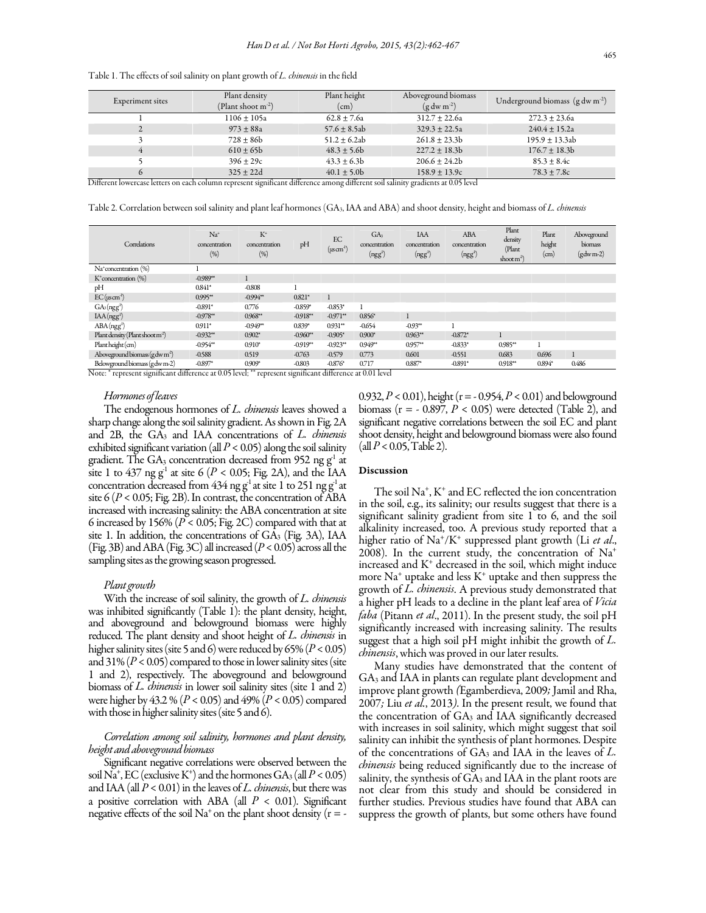Table 1. The effects of soil salinity on plant growth of *L. chinensis* in the field

| Experiment sites | Plant density (Plant shoot $m^{-2}$) | Plant height (cm) | Aboveground biomass (g dw $m^{-2}$) | Underground biomass (g dw $m^{-2}$) |
|---|---|---|---|---|
| 1 | 1106 ± 105a | 62.8 ± 7.6a | 312.7 ± 22.6a | 272.3 ± 23.6a |
| 2 | 973 ± 88a | 57.6 ± 8.5ab | 329.3 ± 22.5a | 240.4 ± 15.2a |
| 3 | 728 ± 86b | 51.2 ± 6.2ab | 261.8 ± 23.3b | 195.9 ± 13.3ab |
| 4 | 610 ± 65b | 48.3 ± 5.6b | 227.2 ± 18.3b | 176.7 ± 18.3b |
| 5 | 396 ± 29c | 43.3 ± 6.3b | 206.6 ± 24.2b | 85.3 ± 8.4c |
| 6 | 325 ± 22d | 40.1 ± 5.0b | 158.9 ± 13.9c | 78.3 ± 7.8c |

Different lowercase letters on each column represent significant difference among different soil salinity gradients at 0.05 level

Table 2. Correlation between soil salinity and plant leaf hormones ($GA_3$, IAA and ABA) and shoot density, height and biomass of *L. chinensis*

| Correlations | $Na^+$ concentration (%) | $K^+$ concentration (%) | pH | EC ($\mu s\,cm^{-1}$) | $GA_3$ concentration ($ng\,g^{-1}$) | IAA concentration ($ng\,g^{-1}$) | ABA concentration ($ng\,g^{-1}$) | Plant density (Plant shoot $m^{-2}$) | Plant height (cm) | Aboveground biomass (gdw m-2) |
|---|---|---|---|---|---|---|---|---|---|---|
| $Na^+$ concentration (%) | 1 | | | | | | | | | |
| $K^+$ concentration (%) | -0.989** | 1 | | | | | | | | |
| pH | 0.841* | -0.808 | 1 | | | | | | | |
| EC ($\mu s\,cm^{-1}$) | 0.995** | -0.994** | 0.821* | 1 | | | | | | |
| $GA_3$ ($ng\,g^{-1}$) | -0.891* | 0.776 | -0.859* | -0.853* | 1 | | | | | |
| IAA ($ng\,g^{-1}$) | -0.978** | 0.968** | -0.918** | -0.971** | 0.856* | 1 | | | | |
| ABA ($ng\,g^{-1}$) | 0.911* | -0.949** | 0.839* | 0.931** | -0.654 | -0.93** | 1 | | | |
| Plant density (Plant shoot $m^{-2}$) | -0.932** | 0.902* | -0.960** | -0.905* | 0.900* | 0.963** | -0.872* | 1 | | |
| Plant height (cm) | -0.954** | 0.910* | -0.919** | -0.923** | 0.949** | 0.957** | -0.833* | 0.985** | 1 | |
| Aboveground biomass (gdw $m^{-2}$) | -0.588 | 0.519 | -0.763 | -0.579 | 0.773 | 0.601 | -0.551 | 0.683 | 0.696 | 1 |
| Belowground biomass (gdw m-2) | -0.897* | 0.909* | -0.803 | -0.876* | 0.717 | 0.887* | -0.891* | 0.918** | 0.894* | 0.486 |

Note: * represent significant difference at 0.05 level; ** represent significant difference at 0.01 level

### *Hormones of leaves*

The endogenous hormones of *L. chinensis* leaves showed a sharp change along the soil salinity gradient. As shown in Fig. 2A and 2B, the $GA_3$ and IAA concentrations of *L. chinensis* exhibited significant variation (all $P < 0.05$) along the soil salinity gradient. The $GA_3$ concentration decreased from 952 ng $g^{-1}$ at site 1 to 437 ng $g^{-1}$ at site 6 ($P < 0.05$; Fig. 2A), and the IAA concentration decreased from 434 ng $g^{-1}$ at site 1 to 251 ng $g^{-1}$ at site 6 ($P < 0.05$; Fig. 2B). In contrast, the concentration of ABA increased with increasing salinity: the ABA concentration at site 6 increased by 156% ($P < 0.05$; Fig. 2C) compared with that at site 1. In addition, the concentrations of $GA_3$ (Fig. 3A), IAA (Fig. 3B) and ABA (Fig. 3C) all increased ($P < 0.05$) across all the sampling sites as the growing season progressed.

### *Plant growth*

With the increase of soil salinity, the growth of *L. chinensis* was inhibited significantly (Table 1): the plant density, height, and aboveground and belowground biomass were highly reduced. The plant density and shoot height of *L. chinensis* in higher salinity sites (site 5 and 6) were reduced by 65% ($P < 0.05$) and 31% ($P < 0.05$) compared to those in lower salinity sites (site 1 and 2), respectively. The aboveground and belowground biomass of *L. chinensis* in lower soil salinity sites (site 1 and 2) were higher by 43.2 % ($P < 0.05$) and 49% ($P < 0.05$) compared with those in higher salinity sites (site 5 and 6).

### *Correlation among soil salinity, hormones and plant density, height and aboveground biomass*

Significant negative correlations were observed between the soil $Na^+$, EC (exclusive $K^+$) and the hormones $GA_3$ (all $P < 0.05$) and IAA (all $P < 0.01$) in the leaves of *L. chinensis*, but there was a positive correlation with ABA (all $P < 0.01$). Significant negative effects of the soil $Na^+$ on the plant shoot density ($r = -0.932$, $P < 0.01$), height ($r = -0.954$, $P < 0.01$) and belowground biomass ($r = -0.897$, $P < 0.05$) were detected (Table 2), and significant negative correlations between the soil EC and plant shoot density, height and belowground biomass were also found (all $P < 0.05$, Table 2).

## Discussion

The soil $Na^+$, $K^+$ and EC reflected the ion concentration in the soil, e.g., its salinity; our results suggest that there is a significant salinity gradient from site 1 to 6, and the soil alkalinity increased, too. A previous study reported that a higher ratio of $Na^+/K^+$ suppressed plant growth (Li *et al*., 2008). In the current study, the concentration of $Na^+$ increased and $K^+$ decreased in the soil, which might induce more $Na^+$ uptake and less $K^+$ uptake and then suppress the growth of *L. chinensis*. A previous study demonstrated that a higher pH leads to a decline in the plant leaf area of *Vicia faba* (Pitann *et al*., 2011). In the present study, the soil pH significantly increased with increasing salinity. The results suggest that a high soil pH might inhibit the growth of *L. chinensis*, which was proved in our later results.

Many studies have demonstrated that the content of $GA_3$ and IAA in plants can regulate plant development and improve plant growth (Egamberdieva, 2009; Jamil and Rha, 2007; Liu *et al*., 2013). In the present result, we found that the concentration of $GA_3$ and IAA significantly decreased with increases in soil salinity, which might suggest that soil salinity can inhibit the synthesis of plant hormones. Despite of the concentrations of $GA_3$ and IAA in the leaves of *L. chinensis* being reduced significantly due to the increase of salinity, the synthesis of $GA_3$ and IAA in the plant roots are not clear from this study and should be considered in further studies. Previous studies have found that ABA can suppress the growth of plants, but some others have found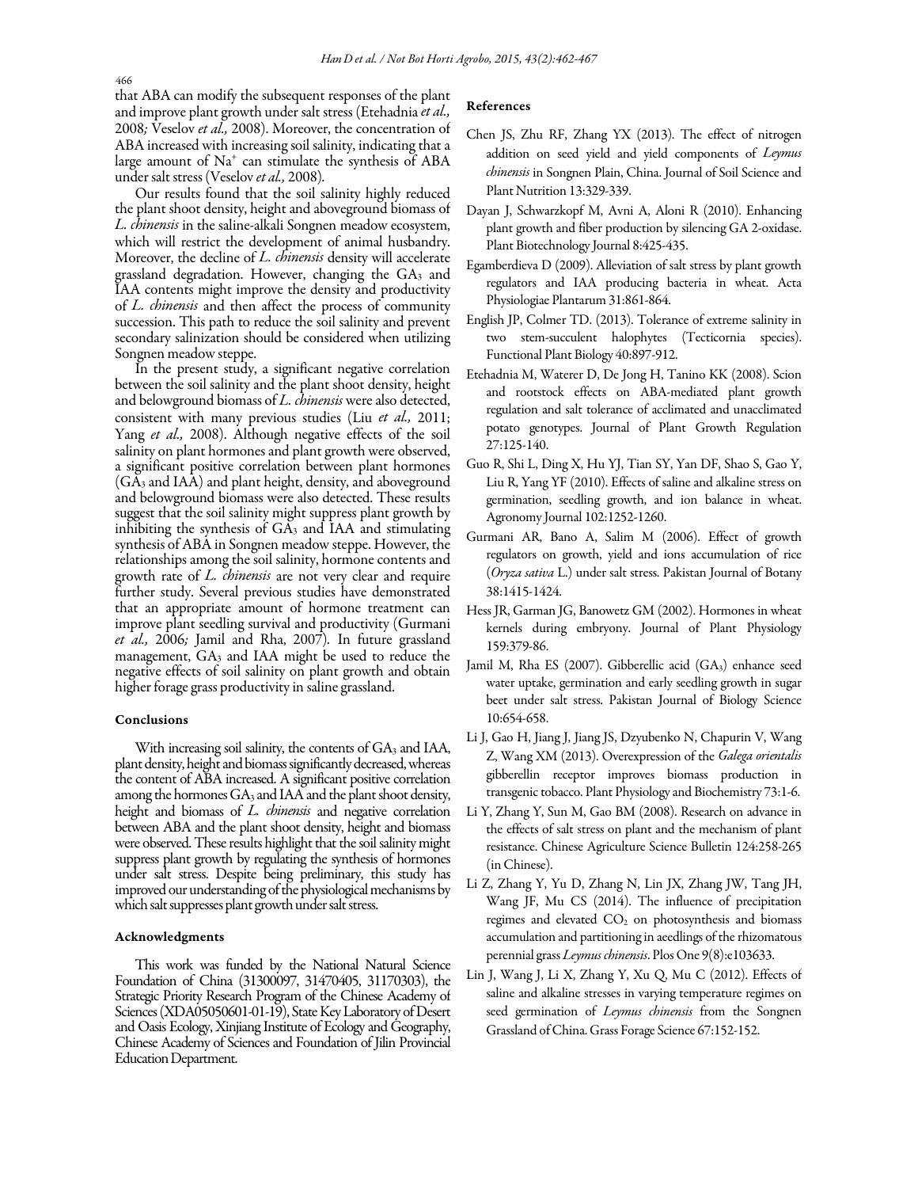that ABA can modify the subsequent responses of the plant and improve plant growth under salt stress (Etehadnia *et al.,* 2008; Veselov *et al.,* 2008). Moreover, the concentration of ABA increased with increasing soil salinity, indicating that a large amount of $Na^+$ can stimulate the synthesis of ABA under salt stress (Veselov *et al.,* 2008).

Our results found that the soil salinity highly reduced the plant shoot density, height and aboveground biomass of *L. chinensis* in the saline-alkali Songnen meadow ecosystem, which will restrict the development of animal husbandry. Moreover, the decline of *L. chinensis* density will accelerate grassland degradation. However, changing the $GA_3$ and IAA contents might improve the density and productivity of *L. chinensis* and then affect the process of community succession. This path to reduce the soil salinity and prevent secondary salinization should be considered when utilizing Songnen meadow steppe.

In the present study, a significant negative correlation between the soil salinity and the plant shoot density, height and belowground biomass of *L. chinensis* were also detected, consistent with many previous studies (Liu *et al.,* 2011; Yang *et al.,* 2008). Although negative effects of the soil salinity on plant hormones and plant growth were observed, a significant positive correlation between plant hormones ($GA_3$ and IAA) and plant height, density, and aboveground and belowground biomass were also detected. These results suggest that the soil salinity might suppress plant growth by inhibiting the synthesis of $GA_3$ and IAA and stimulating synthesis of ABA in Songnen meadow steppe. However, the relationships among the soil salinity, hormone contents and growth rate of *L. chinensis* are not very clear and require further study. Several previous studies have demonstrated that an appropriate amount of hormone treatment can improve plant seedling survival and productivity (Gurmani *et al.,* 2006; Jamil and Rha, 2007). In future grassland management, $GA_3$ and IAA might be used to reduce the negative effects of soil salinity on plant growth and obtain higher forage grass productivity in saline grassland.

## Conclusions

With increasing soil salinity, the contents of $GA_3$ and IAA, plant density, height and biomass significantly decreased, whereas the content of ABA increased. A significant positive correlation among the hormones $GA_3$ and IAA and the plant shoot density, height and biomass of *L. chinensis* and negative correlation between ABA and the plant shoot density, height and biomass were observed. These results highlight that the soil salinity might suppress plant growth by regulating the synthesis of hormones under salt stress. Despite being preliminary, this study has improved our understanding of the physiological mechanisms by which salt suppresses plant growth under salt stress.

## Acknowledgments

This work was funded by the National Natural Science Foundation of China (31300097, 31470405, 31170303), the Strategic Priority Research Program of the Chinese Academy of Sciences (XDA05050601-01-19), State Key Laboratory of Desert and Oasis Ecology, Xinjiang Institute of Ecology and Geography, Chinese Academy of Sciences and Foundation of Jilin Provincial Education Department.

## References

Chen JS, Zhu RF, Zhang YX (2013). The effect of nitrogen addition on seed yield and yield components of *Leymus chinensis* in Songnen Plain, China. Journal of Soil Science and Plant Nutrition 13:329-339.

Dayan J, Schwarzkopf M, Avni A, Aloni R (2010). Enhancing plant growth and fiber production by silencing GA 2-oxidase. Plant Biotechnology Journal 8:425-435.

Egamberdieva D (2009). Alleviation of salt stress by plant growth regulators and IAA producing bacteria in wheat. Acta Physiologiae Plantarum 31:861-864.

English JP, Colmer TD. (2013). Tolerance of extreme salinity in two stem-succulent halophytes (Tecticornia species). Functional Plant Biology 40:897-912.

Etehadnia M, Waterer D, De Jong H, Tanino KK (2008). Scion and rootstock effects on ABA-mediated plant growth regulation and salt tolerance of acclimated and unacclimated potato genotypes. Journal of Plant Growth Regulation 27:125-140.

Guo R, Shi L, Ding X, Hu YJ, Tian SY, Yan DF, Shao S, Gao Y, Liu R, Yang YF (2010). Effects of saline and alkaline stress on germination, seedling growth, and ion balance in wheat. Agronomy Journal 102:1252-1260.

Gurmani AR, Bano A, Salim M (2006). Effect of growth regulators on growth, yield and ions accumulation of rice (*Oryza sativa* L.) under salt stress. Pakistan Journal of Botany 38:1415-1424.

Hess JR, Garman JG, Banowetz GM (2002). Hormones in wheat kernels during embryony. Journal of Plant Physiology 159:379-86.

Jamil M, Rha ES (2007). Gibberellic acid ($GA_3$) enhance seed water uptake, germination and early seedling growth in sugar beet under salt stress. Pakistan Journal of Biology Science 10:654-658.

Li J, Gao H, Jiang J, Jiang JS, Dzyubenko N, Chapurin V, Wang Z, Wang XM (2013). Overexpression of the *Galega orientalis* gibberellin receptor improves biomass production in transgenic tobacco. Plant Physiology and Biochemistry 73:1-6.

Li Y, Zhang Y, Sun M, Gao BM (2008). Research on advance in the effects of salt stress on plant and the mechanism of plant resistance. Chinese Agriculture Science Bulletin 124:258-265 (in Chinese).

Li Z, Zhang Y, Yu D, Zhang N, Lin JX, Zhang JW, Tang JH, Wang JF, Mu CS (2014). The influence of precipitation regimes and elevated $CO_2$ on photosynthesis and biomass accumulation and partitioning in aeedlings of the rhizomatous perennial grass *Leymus chinensis*. Plos One 9(8):e103633.

Lin J, Wang J, Li X, Zhang Y, Xu Q, Mu C (2012). Effects of saline and alkaline stresses in varying temperature regimes on seed germination of *Leymus chinensis* from the Songnen Grassland of China. Grass Forage Science 67:152-152.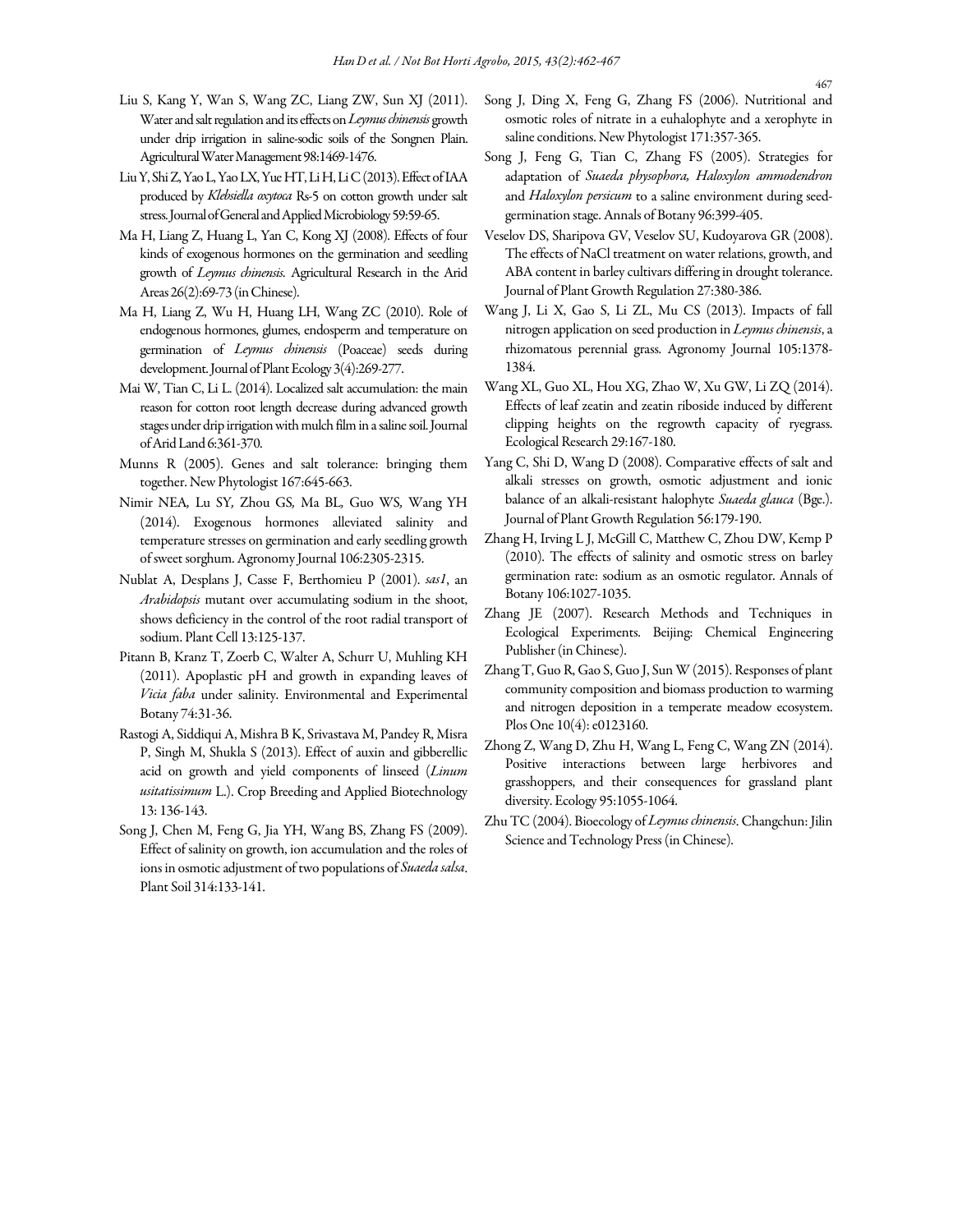Liu S, Kang Y, Wan S, Wang ZC, Liang ZW, Sun XJ (2011). Water and salt regulation and its effects on *Leymus chinensis* growth under drip irrigation in saline-sodic soils of the Songnen Plain. Agricultural Water Management 98:1469-1476.

Liu Y, Shi Z, Yao L, Yao LX, Yue HT, Li H, Li C (2013). Effect of IAA produced by *Klebsiella oxytoca* Rs-5 on cotton growth under salt stress. Journal of General and Applied Microbiology 59:59-65.

Ma H, Liang Z, Huang L, Yan C, Kong XJ (2008). Effects of four kinds of exogenous hormones on the germination and seedling growth of *Leymus chinensis*. Agricultural Research in the Arid Areas 26(2):69-73 (in Chinese).

Ma H, Liang Z, Wu H, Huang LH, Wang ZC (2010). Role of endogenous hormones, glumes, endosperm and temperature on germination of *Leymus chinensis* (Poaceae) seeds during development. Journal of Plant Ecology 3(4):269-277.

Mai W, Tian C, Li L. (2014). Localized salt accumulation: the main reason for cotton root length decrease during advanced growth stages under drip irrigation with mulch film in a saline soil. Journal of Arid Land 6:361-370.

Munns R (2005). Genes and salt tolerance: bringing them together. New Phytologist 167:645-663.

Nimir NEA, Lu SY, Zhou GS, Ma BL, Guo WS, Wang YH (2014). Exogenous hormones alleviated salinity and temperature stresses on germination and early seedling growth of sweet sorghum. Agronomy Journal 106:2305-2315.

Nublat A, Desplans J, Casse F, Berthomieu P (2001). *sas1*, an *Arabidopsis* mutant over accumulating sodium in the shoot, shows deficiency in the control of the root radial transport of sodium. Plant Cell 13:125-137.

Pitann B, Kranz T, Zoerb C, Walter A, Schurr U, Muhling KH (2011). Apoplastic pH and growth in expanding leaves of *Vicia faba* under salinity. Environmental and Experimental Botany 74:31-36.

Rastogi A, Siddiqui A, Mishra B K, Srivastava M, Pandey R, Misra P, Singh M, Shukla S (2013). Effect of auxin and gibberellic acid on growth and yield components of linseed (*Linum usitatissimum* L.). Crop Breeding and Applied Biotechnology 13: 136-143.

Song J, Chen M, Feng G, Jia YH, Wang BS, Zhang FS (2009). Effect of salinity on growth, ion accumulation and the roles of ions in osmotic adjustment of two populations of *Suaeda salsa*. Plant Soil 314:133-141.

Song J, Ding X, Feng G, Zhang FS (2006). Nutritional and osmotic roles of nitrate in a euhalophyte and a xerophyte in saline conditions. New Phytologist 171:357-365.

Song J, Feng G, Tian C, Zhang FS (2005). Strategies for adaptation of *Suaeda physophora, Haloxylon ammodendron* and *Haloxylon persicum* to a saline environment during seed-germination stage. Annals of Botany 96:399-405.

Veselov DS, Sharipova GV, Veselov SU, Kudoyarova GR (2008). The effects of NaCl treatment on water relations, growth, and ABA content in barley cultivars differing in drought tolerance. Journal of Plant Growth Regulation 27:380-386.

Wang J, Li X, Gao S, Li ZL, Mu CS (2013). Impacts of fall nitrogen application on seed production in *Leymus chinensis*, a rhizomatous perennial grass. Agronomy Journal 105:1378-1384.

Wang XL, Guo XL, Hou XG, Zhao W, Xu GW, Li ZQ (2014). Effects of leaf zeatin and zeatin riboside induced by different clipping heights on the regrowth capacity of ryegrass. Ecological Research 29:167-180.

Yang C, Shi D, Wang D (2008). Comparative effects of salt and alkali stresses on growth, osmotic adjustment and ionic balance of an alkali-resistant halophyte *Suaeda glauca* (Bge.). Journal of Plant Growth Regulation 56:179-190.

Zhang H, Irving L J, McGill C, Matthew C, Zhou DW, Kemp P (2010). The effects of salinity and osmotic stress on barley germination rate: sodium as an osmotic regulator. Annals of Botany 106:1027-1035.

Zhang JE (2007). Research Methods and Techniques in Ecological Experiments. Beijing: Chemical Engineering Publisher (in Chinese).

Zhang T, Guo R, Gao S, Guo J, Sun W (2015). Responses of plant community composition and biomass production to warming and nitrogen deposition in a temperate meadow ecosystem. Plos One 10(4): e0123160.

Zhong Z, Wang D, Zhu H, Wang L, Feng C, Wang ZN (2014). Positive interactions between large herbivores and grasshoppers, and their consequences for grassland plant diversity. Ecology 95:1055-1064.

Zhu TC (2004). Bioecology of *Leymus chinensis*. Changchun: Jilin Science and Technology Press (in Chinese).